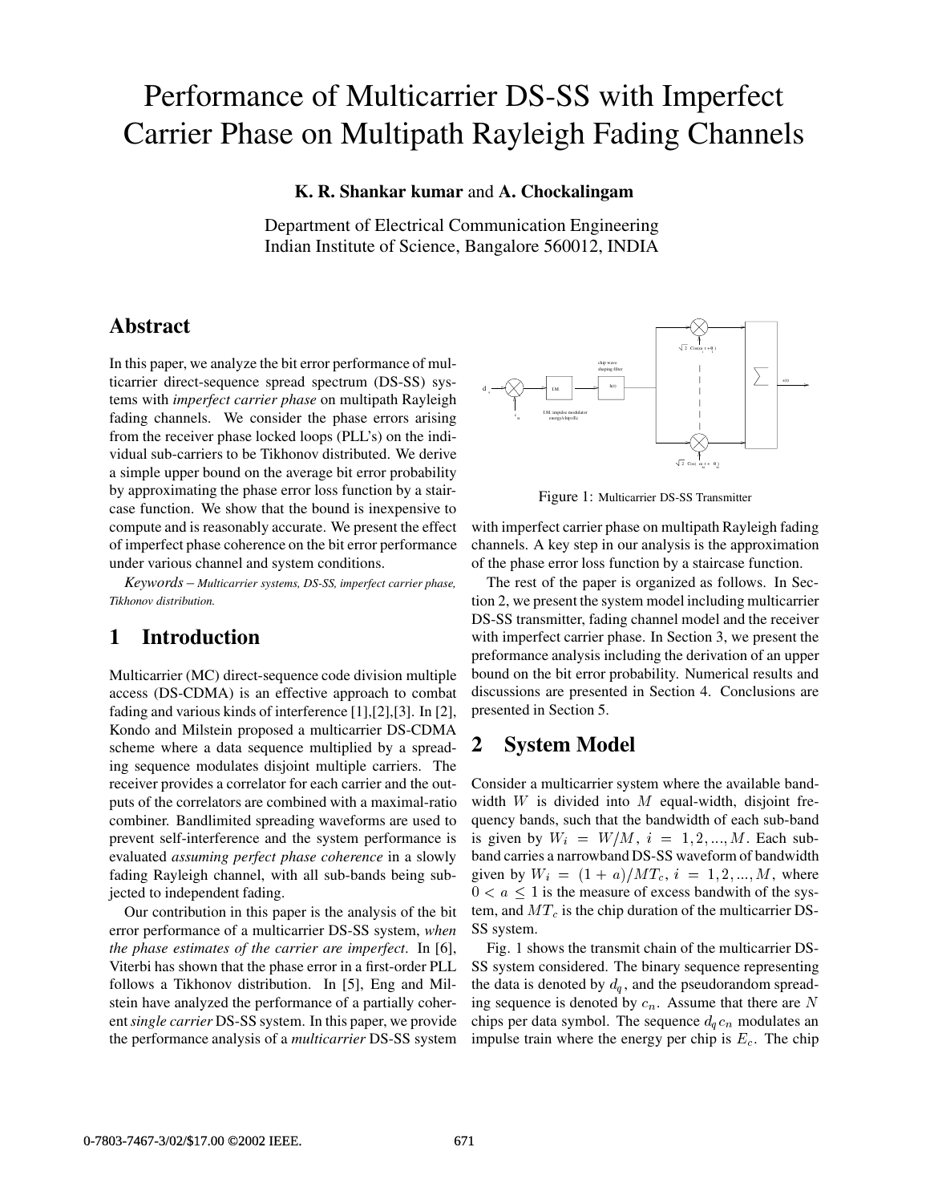# Performance of Multicarrier DS-SS with Imperfect Carrier Phase on Multipath Rayleigh Fading Channels

**K. R. Shankar kumar** and **A. Chockalingam**

Department of Electrical Communication Engineering
Indian Institute of Science, Bangalore 560012, INDIA

## Abstract

In this paper, we analyze the bit error performance of multicarrier direct-sequence spread spectrum (DS-SS) systems with *imperfect carrier phase* on multipath Rayleigh fading channels. We consider the phase errors arising from the receiver phase locked loops (PLL's) on the individual sub-carriers to be Tikhonov distributed. We derive a simple upper bound on the average bit error probability by approximating the phase error loss function by a staircase function. We show that the bound is inexpensive to compute and is reasonably accurate. We present the effect of imperfect phase coherence on the bit error performance under various channel and system conditions.

*Keywords* – *Multicarrier systems, DS-SS, imperfect carrier phase, Tikhonov distribution.*

## 1 Introduction

Multicarrier (MC) direct-sequence code division multiple access (DS-CDMA) is an effective approach to combat fading and various kinds of interference [1],[2],[3]. In [2], Kondo and Milstein proposed a multicarrier DS-CDMA scheme where a data sequence multiplied by a spreading sequence modulates disjoint multiple carriers. The receiver provides a correlator for each carrier and the outputs of the correlators are combined with a maximal-ratio combiner. Bandlimited spreading waveforms are used to prevent self-interference and the system performance is evaluated *assuming perfect phase coherence* in a slowly fading Rayleigh channel, with all sub-bands being subjected to independent fading.

Our contribution in this paper is the analysis of the bit error performance of a multicarrier DS-SS system, *when the phase estimates of the carrier are imperfect*. In [6], Viterbi has shown that the phase error in a first-order PLL follows a Tikhonov distribution. In [5], Eng and Milstein have analyzed the performance of a partially coherent *single carrier* DS-SS system. In this paper, we provide the performance analysis of a *multicarrier* DS-SS system with imperfect carrier phase on multipath Rayleigh fading channels. A key step in our analysis is the approximation of the phase error loss function by a staircase function.

Figure 1: Multicarrier DS-SS Transmitter

The rest of the paper is organized as follows. In Section 2, we present the system model including multicarrier DS-SS transmitter, fading channel model and the receiver with imperfect carrier phase. In Section 3, we present the preformance analysis including the derivation of an upper bound on the bit error probability. Numerical results and discussions are presented in Section 4. Conclusions are presented in Section 5.

## 2 System Model

Consider a multicarrier system where the available bandwidth $W$ is divided into $M$ equal-width, disjoint frequency bands, such that the bandwidth of each sub-band is given by $W_i = W/M$, $i = 1, 2, ..., M$. Each sub-band carries a narrowband DS-SS waveform of bandwidth given by $W_i = (1 + a)/MT_c$, $i = 1, 2, ..., M$, where $0 < a \leq 1$ is the measure of excess bandwith of the system, and $MT_c$ is the chip duration of the multicarrier DS-SS system.

Fig. 1 shows the transmit chain of the multicarrier DS-SS system considered. The binary sequence representing the data is denoted by $d_q$, and the pseudorandom spreading sequence is denoted by $c_n$. Assume that there are $N$ chips per data symbol. The sequence $d_q c_n$ modulates an impulse train where the energy per chip is $E_c$. The chip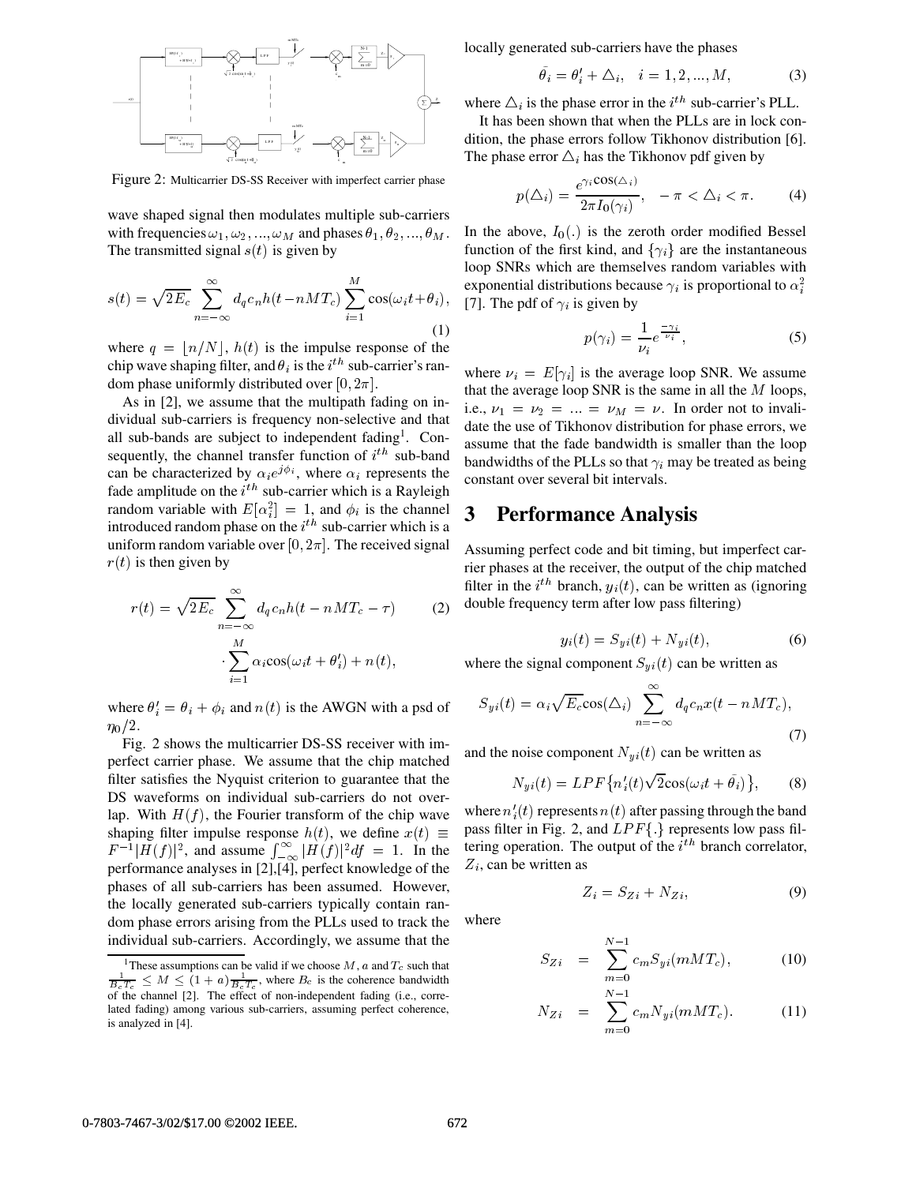Figure 2: Multicarrier DS-SS Receiver with imperfect carrier phase

wave shaped signal then modulates multiple sub-carriers with frequencies $\omega_1, \omega_2, ..., \omega_M$ and phases $\theta_1, \theta_2, ..., \theta_M$. The transmitted signal $s(t)$ is given by

$$s(t) = \sqrt{2E_c} \sum_{n=-\infty}^{\infty} d_q c_n h(t - nMT_c) \sum_{i=1}^{M} \cos(\omega_i t + \theta_i), \tag{1}$$

where $q = \lfloor n/N \rfloor$, $h(t)$ is the impulse response of the chip wave shaping filter, and $\theta_i$ is the $i^{th}$ sub-carrier's random phase uniformly distributed over $[0, 2\pi]$.

As in [2], we assume that the multipath fading on individual sub-carriers is frequency non-selective and that all sub-bands are subject to independent fading[1]. Consequently, the channel transfer function of $i^{th}$ sub-band can be characterized by $\alpha_i e^{j\phi_i}$, where $\alpha_i$ represents the fade amplitude on the $i^{th}$ sub-carrier which is a Rayleigh random variable with $E[\alpha_i^2] = 1$, and $\phi_i$ is the channel introduced random phase on the $i^{th}$ sub-carrier which is a uniform random variable over $[0, 2\pi]$. The received signal $r(t)$ is then given by

$$r(t) = \sqrt{2E_c} \sum_{n=-\infty}^{\infty} d_q c_n h(t - nMT_c - \tau) \cdot \sum_{i=1}^{M} \alpha_i \cos(\omega_i t + \theta_i') + n(t), \tag{2}$$

where $\theta_i' = \theta_i + \phi_i$ and $n(t)$ is the AWGN with a psd of $\eta_0/2$.

Fig. 2 shows the multicarrier DS-SS receiver with imperfect carrier phase. We assume that the chip matched filter satisfies the Nyquist criterion to guarantee that the DS waveforms on individual sub-carriers do not overlap. With $H(f)$, the Fourier transform of the chip wave shaping filter impulse response $h(t)$, we define $x(t) \equiv F^{-1}|H(f)|^2$, and assume $\int_{-\infty}^{\infty} |H(f)|^2 df = 1$. In the performance analyses in [2],[4], perfect knowledge of the phases of all sub-carriers has been assumed. However, the locally generated sub-carriers typically contain random phase errors arising from the PLLs used to track the individual sub-carriers. Accordingly, we assume that the locally generated sub-carriers have the phases

$$\bar{\theta}_i = \theta_i' + \triangle_i, \quad i = 1, 2, ..., M, \tag{3}$$

where $\triangle_i$ is the phase error in the $i^{th}$ sub-carrier's PLL.

It has been shown that when the PLLs are in lock condition, the phase errors follow Tikhonov distribution [6]. The phase error $\triangle_i$ has the Tikhonov pdf given by

$$p(\triangle_i) = \frac{e^{\gamma_i \cos(\triangle_i)}}{2\pi I_0(\gamma_i)}, \quad -\pi < \triangle_i < \pi. \tag{4}$$

In the above, $I_0(.)$ is the zeroth order modified Bessel function of the first kind, and $\{\gamma_i\}$ are the instantaneous loop SNRs which are themselves random variables with exponential distributions because $\gamma_i$ is proportional to $\alpha_i^2$ [7]. The pdf of $\gamma_i$ is given by

$$p(\gamma_i) = \frac{1}{\nu_i} e^{\frac{-\gamma_i}{\nu_i}}, \tag{5}$$

where $\nu_i = E[\gamma_i]$ is the average loop SNR. We assume that the average loop SNR is the same in all the $M$ loops, i.e., $\nu_1 = \nu_2 = ... = \nu_M = \nu$. In order not to invalidate the use of Tikhonov distribution for phase errors, we assume that the fade bandwidth is smaller than the loop bandwidths of the PLLs so that $\gamma_i$ may be treated as being constant over several bit intervals.

## 3 Performance Analysis

Assuming perfect code and bit timing, but imperfect carrier phases at the receiver, the output of the chip matched filter in the $i^{th}$ branch, $y_i(t)$, can be written as (ignoring double frequency term after low pass filtering)

$$y_i(t) = S_{yi}(t) + N_{yi}(t), \tag{6}$$

where the signal component $S_{yi}(t)$ can be written as

$$S_{yi}(t) = \alpha_i \sqrt{E_c} \cos(\triangle_i) \sum_{n=-\infty}^{\infty} d_q c_n x(t - nMT_c), \tag{7}$$

and the noise component $N_{yi}(t)$ can be written as

$$N_{yi}(t) = LPF\{n_i'(t)\sqrt{2}\cos(\omega_i t + \bar{\theta}_i)\}, \tag{8}$$

where $n_i'(t)$ represents $n(t)$ after passing through the band pass filter in Fig. 2, and $LPF\{.\}$ represents low pass filtering operation. The output of the $i^{th}$ branch correlator, $Z_i$, can be written as

$$Z_i = S_{Zi} + N_{Zi}, \tag{9}$$

where

$$S_{Zi} = \sum_{m=0}^{N-1} c_m S_{yi}(mMT_c), \tag{10}$$

$$N_{Zi} = \sum_{m=0}^{N-1} c_m N_{yi}(mMT_c). \tag{11}$$

[1] These assumptions can be valid if we choose $M$, $a$ and $T_c$ such that $\frac{1}{B_c T_c} \leq M \leq (1+a)\frac{1}{B_c T_c}$, where $B_c$ is the coherence bandwidth of the channel [2]. The effect of non-independent fading (i.e., correlated fading) among various sub-carriers, assuming perfect coherence, is analyzed in [4].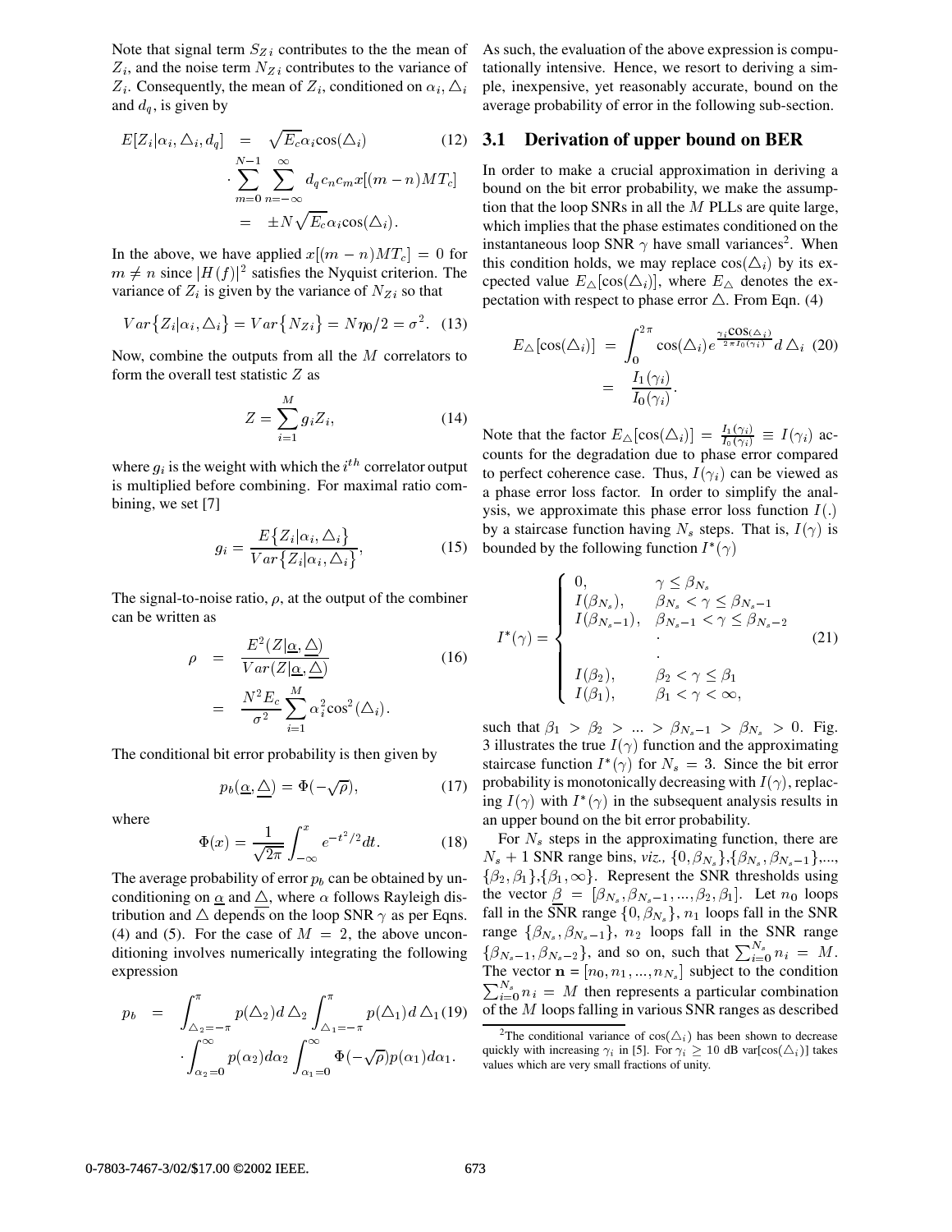Note that signal term $S_{Zi}$ contributes to the the mean of $Z_i$, and the noise term $N_{Zi}$ contributes to the variance of $Z_i$. Consequently, the mean of $Z_i$, conditioned on $\alpha_i, \triangle_i$ and $d_q$, is given by

$$
\begin{aligned}
E[Z_i|\alpha_i, \triangle_i, d_q] &= \sqrt{E_c}\alpha_i \cos(\triangle_i) \\
&\cdot \sum_{m=0}^{N-1} \sum_{n=-\infty}^{\infty} d_q c_n c_m x[(m-n)MT_c] \\
&= \pm N\sqrt{E_c}\alpha_i \cos(\triangle_i).
\end{aligned} \tag{12}
$$

In the above, we have applied $x[(m-n)MT_c] = 0$ for $m \neq n$ since $|H(f)|^2$ satisfies the Nyquist criterion. The variance of $Z_i$ is given by the variance of $N_{Zi}$ so that

$$
Var\{Z_i|\alpha_i, \triangle_i\} = Var\{N_{Zi}\} = N\eta_0/2 = \sigma^2. \tag{13}
$$

Now, combine the outputs from all the $M$ correlators to form the overall test statistic $Z$ as

$$
Z = \sum_{i=1}^{M} g_i Z_i, \tag{14}
$$

where $g_i$ is the weight with which the $i^{th}$ correlator output is multiplied before combining. For maximal ratio combining, we set [7]

$$
g_i = \frac{E\{Z_i|\alpha_i, \triangle_i\}}{Var\{Z_i|\alpha_i, \triangle_i\}}, \tag{15}
$$

The signal-to-noise ratio, $\rho$, at the output of the combiner can be written as

$$
\begin{aligned}
\rho &= \frac{E^2(Z|\underline{\alpha}, \underline{\triangle})}{Var(Z|\underline{\alpha}, \underline{\triangle})} \\
&= \frac{N^2 E_c}{\sigma^2} \sum_{i=1}^{M} \alpha_i^2 \cos^2(\triangle_i).
\end{aligned} \tag{16}
$$

The conditional bit error probability is then given by

$$
p_b(\underline{\alpha}, \underline{\triangle}) = \Phi(-\sqrt{\rho}), \tag{17}
$$

where

$$
\Phi(x) = \frac{1}{\sqrt{2\pi}} \int_{-\infty}^{x} e^{-t^2/2} dt. \tag{18}
$$

The average probability of error $p_b$ can be obtained by unconditioning on $\underline{\alpha}$ and $\underline{\triangle}$, where $\alpha$ follows Rayleigh distribution and $\triangle$ depends on the loop SNR $\gamma$ as per Eqns. (4) and (5). For the case of $M = 2$, the above unconditioning involves numerically integrating the following expression

$$
\begin{aligned}
p_b &= \int_{\triangle_2=-\pi}^{\pi} p(\triangle_2) d\triangle_2 \int_{\triangle_1=-\pi}^{\pi} p(\triangle_1) d\triangle_1 \\
&\cdot \int_{\alpha_2=0}^{\infty} p(\alpha_2) d\alpha_2 \int_{\alpha_1=0}^{\infty} \Phi(-\sqrt{\rho}) p(\alpha_1) d\alpha_1.
\end{aligned} \tag{19}
$$

As such, the evaluation of the above expression is computationally intensive. Hence, we resort to deriving a simple, inexpensive, yet reasonably accurate, bound on the average probability of error in the following sub-section.

### 3.1 Derivation of upper bound on BER

In order to make a crucial approximation in deriving a bound on the bit error probability, we make the assumption that the loop SNRs in all the $M$ PLLs are quite large, which implies that the phase estimates conditioned on the instantaneous loop SNR $\gamma$ have small variances[2]. When this condition holds, we may replace $\cos(\triangle_i)$ by its expected value $E_\triangle[\cos(\triangle_i)]$, where $E_\triangle$ denotes the expectation with respect to phase error $\triangle$. From Eqn. (4)

$$
\begin{aligned}
E_\triangle[\cos(\triangle_i)] &= \int_0^{2\pi} \cos(\triangle_i) e^{\frac{\gamma_i \cos(\triangle_i)}{2\pi I_0(\gamma_i)}} d\triangle_i \\
&= \frac{I_1(\gamma_i)}{I_0(\gamma_i)}.
\end{aligned} \tag{20}
$$

Note that the factor $E_\triangle[\cos(\triangle_i)] = \frac{I_1(\gamma_i)}{I_0(\gamma_i)} \equiv I(\gamma_i)$ accounts for the degradation due to phase error compared to perfect coherence case. Thus, $I(\gamma_i)$ can be viewed as a phase error loss factor. In order to simplify the analysis, we approximate this phase error loss function $I(.)$ by a staircase function having $N_s$ steps. That is, $I(\gamma)$ is bounded by the following function $I^*(\gamma)$

$$
I^*(\gamma) = \begin{cases}
0, & \gamma \le \beta_{N_s} \\
I(\beta_{N_s}), & \beta_{N_s} < \gamma \le \beta_{N_s-1} \\
I(\beta_{N_s-1}), & \beta_{N_s-1} < \gamma \le \beta_{N_s-2} \\
\quad\cdot & \\
\quad\cdot & \\
I(\beta_2), & \beta_2 < \gamma \le \beta_1 \\
I(\beta_1), & \beta_1 < \gamma < \infty,
\end{cases} \tag{21}
$$

such that $\beta_1 > \beta_2 > ... > \beta_{N_s-1} > \beta_{N_s} > 0$. Fig. 3 illustrates the true $I(\gamma)$ function and the approximating staircase function $I^*(\gamma)$ for $N_s = 3$. Since the bit error probability is monotonically decreasing with $I(\gamma)$, replacing $I(\gamma)$ with $I^*(\gamma)$ in the subsequent analysis results in an upper bound on the bit error probability.

For $N_s$ steps in the approximating function, there are $N_s + 1$ SNR range bins, *viz.*, $\{0, \beta_{N_s}\}, \{\beta_{N_s}, \beta_{N_s-1}\}, ..., \{\beta_2, \beta_1\}, \{\beta_1, \infty\}$. Represent the SNR thresholds using the vector $\underline{\beta} = [\beta_{N_s}, \beta_{N_s-1}, ..., \beta_2, \beta_1]$. Let $n_0$ loops fall in the SNR range $\{0, \beta_{N_s}\}$, $n_1$ loops fall in the SNR range $\{\beta_{N_s}, \beta_{N_s-1}\}$, $n_2$ loops fall in the SNR range $\{\beta_{N_s-1}, \beta_{N_s-2}\}$, and so on, such that $\sum_{i=0}^{N_s} n_i = M$. The vector $\mathbf{n} = [n_0, n_1, ..., n_{N_s}]$ subject to the condition $\sum_{i=0}^{N_s} n_i = M$ then represents a particular combination of the $M$ loops falling in various SNR ranges as described

[2]The conditional variance of $\cos(\triangle_i)$ has been shown to decrease quickly with increasing $\gamma_i$ in [5]. For $\gamma_i \ge 10$ dB var$[\cos(\triangle_i)]$ takes values which are very small fractions of unity.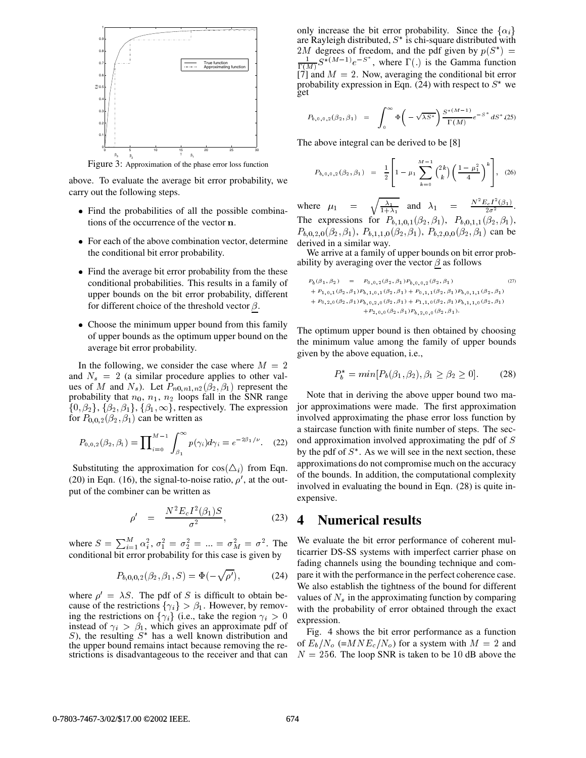Figure 3: Approximation of the phase error loss function

above. To evaluate the average bit error probability, we carry out the following steps.

- Find the probabilities of all the possible combinations of the occurrence of the vector $\mathbf{n}$.
- For each of the above combination vector, determine the conditional bit error probability.
- Find the average bit error probability from the these conditional probabilities. This results in a family of upper bounds on the bit error probability, different for different choice of the threshold vector $\underline{\beta}$.
- Choose the minimum upper bound from this family of upper bounds as the optimum upper bound on the average bit error probability.

In the following, we consider the case where $M = 2$ and $N_s = 2$ (a similar procedure applies to other values of $M$ and $N_s$). Let $P_{n0,n1,n2}(\beta_2, \beta_1)$ represent the probability that $n_0$, $n_1$, $n_2$ loops fall in the SNR range $\{0, \beta_2\}$, $\{\beta_2, \beta_1\}$, $\{\beta_1, \infty\}$, respectively. The expression for $P_{0,0,2}(\beta_2, \beta_1)$ can be written as

$$P_{0,0,2}(\beta_2, \beta_1) = \prod_{i=0}^{M-1} \int_{\beta_1}^{\infty} p(\gamma_i) d\gamma_i = e^{-2\beta_1/\nu}. \quad (22)$$

Substituting the approximation for $\cos(\triangle_i)$ from Eqn. (20) in Eqn. (16), the signal-to-noise ratio, $\rho'$, at the output of the combiner can be written as

$$\rho' = \frac{N^2 E_c I^2(\beta_1) S}{\sigma^2}, \quad (23)$$

where $S = \sum_{i=1}^{M} \alpha_i^2$, $\sigma_1^2 = \sigma_2^2 = ... = \sigma_M^2 = \sigma^2$. The conditional bit error probability for this case is given by

$$P_{b,0,0,2}(\beta_2, \beta_1, S) = \Phi(-\sqrt{\rho'}), \quad (24)$$

where $\rho' = \lambda S$. The pdf of $S$ is difficult to obtain because of the restrictions $\{\gamma_i\} > \beta_1$. However, by removing the restrictions on $\{\gamma_i\}$ (i.e., take the region $\gamma_i > 0$ instead of $\gamma_i > \beta_1$, which gives an approximate pdf of $S$), the resulting $S^*$ has a well known distribution and the upper bound remains intact because removing the restrictions is disadvantageous to the receiver and that can only increase the bit error probability. Since the $\{\alpha_i\}$ are Rayleigh distributed, $S^*$ is chi-square distributed with $2M$ degrees of freedom, and the pdf given by $p(S^*) = \frac{1}{\Gamma(M)} S^{*(M-1)} e^{-S^*}$, where $\Gamma(.)$ is the Gamma function [7] and $M = 2$. Now, averaging the conditional bit error probability expression in Eqn. (24) with respect to $S^*$ we get

$$P_{b,0,0,2}(\beta_2, \beta_1) = \int_0^{\infty} \Phi\Big(-\sqrt{\lambda S^*}\Big) \frac{S^{*(M-1)}}{\Gamma(M)} e^{-S^*} dS^*. \quad (25)$$

The above integral can be derived to be [8]

$$P_{b,0,0,2}(\beta_2, \beta_1) = \frac{1}{2}\left[1 - \mu_1 \sum_{k=0}^{M-1} \binom{2k}{k} \left(\frac{1-\mu_1^2}{4}\right)^k\right], \quad (26)$$

where $\mu_1 = \sqrt{\frac{\lambda_1}{1+\lambda_1}}$ and $\lambda_1 = \frac{N^2 E_c I^2(\beta_1)}{2\sigma^2}$. The expressions for $P_{b,1,0,1}(\beta_2, \beta_1)$, $P_{b,0,1,1}(\beta_2, \beta_1)$, $P_{b,0,2,0}(\beta_2, \beta_1)$, $P_{b,1,1,0}(\beta_2, \beta_1)$, $P_{b,2,0,0}(\beta_2, \beta_1)$ can be derived in a similar way.

We arrive at a family of upper bounds on bit error probability by averaging over the vector $\underline{\beta}$ as follows

$$\begin{aligned} P_b(\beta_1, \beta_2) &= P_{0,0,2}(\beta_2, \beta_1) P_{b,0,0,2}(\beta_2, \beta_1) \\ &+ P_{1,0,1}(\beta_2, \beta_1) P_{b,1,0,1}(\beta_2, \beta_1) + P_{0,1,1}(\beta_2, \beta_1) P_{b,0,1,1}(\beta_2, \beta_1) \\ &+ P_{0,2,0}(\beta_2, \beta_1) P_{b,0,2,0}(\beta_2, \beta_1) + P_{1,1,0}(\beta_2, \beta_1) P_{b,1,1,0}(\beta_2, \beta_1) \\ &+ P_{2,0,0}(\beta_2, \beta_1) P_{b,2,0,0}(\beta_2, \beta_1). \end{aligned} \quad (27)$$

The optimum upper bound is then obtained by choosing the minimum value among the family of upper bounds given by the above equation, i.e.,

$$P_b^* = min[P_b(\beta_1, \beta_2), \beta_1 \geq \beta_2 \geq 0]. \quad (28)$$

Note that in deriving the above upper bound two major approximations were made. The first approximation involved approximating the phase error loss function by a staircase function with finite number of steps. The second approximation involved approximating the pdf of $S$ by the pdf of $S^*$. As we will see in the next section, these approximations do not compromise much on the accuracy of the bounds. In addition, the computational complexity involved in evaluating the bound in Eqn. (28) is quite inexpensive.

# 4 Numerical results

We evaluate the bit error performance of coherent multicarrier DS-SS systems with imperfect carrier phase on fading channels using the bounding technique and compare it with the performance in the perfect coherence case. We also establish the tightness of the bound for different values of $N_s$ in the approximating function by comparing with the probability of error obtained through the exact expression.

Fig. 4 shows the bit error performance as a function of $E_b/N_o$ ($=MNE_c/N_o$) for a system with $M = 2$ and $N = 256$. The loop SNR is taken to be 10 dB above the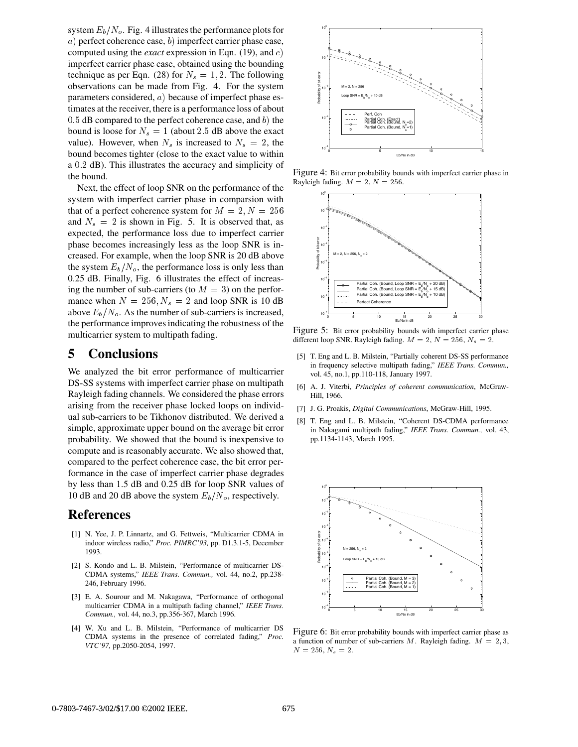system $E_b/N_o$. Fig. 4 illustrates the performance plots for $a)$ perfect coherence case, $b)$ imperfect carrier phase case, computed using the *exact* expression in Eqn. (19), and $c)$ imperfect carrier phase case, obtained using the bounding technique as per Eqn. (28) for $N_s = 1, 2$. The following observations can be made from Fig. 4. For the system parameters considered, $a)$ because of imperfect phase estimates at the receiver, there is a performance loss of about 0.5 dB compared to the perfect coherence case, and $b)$ the bound is loose for $N_s = 1$ (about 2.5 dB above the exact value). However, when $N_s$ is increased to $N_s = 2$, the bound becomes tighter (close to the exact value to within a 0.2 dB). This illustrates the accuracy and simplicity of the bound.

Next, the effect of loop SNR on the performance of the system with imperfect carrier phase in comparsion with that of a perfect coherence system for $M = 2, N = 256$ and $N_s = 2$ is shown in Fig. 5. It is observed that, as expected, the performance loss due to imperfect carrier phase becomes increasingly less as the loop SNR is increased. For example, when the loop SNR is 20 dB above the system $E_b/N_o$, the performance loss is only less than 0.25 dB. Finally, Fig. 6 illustrates the effect of increasing the number of sub-carriers (to $M = 3$) on the performance when $N = 256, N_s = 2$ and loop SNR is 10 dB above $E_b/N_o$. As the number of sub-carriers is increased, the performance improves indicating the robustness of the multicarrier system to multipath fading.

## 5 Conclusions

We analyzed the bit error performance of multicarrier DS-SS systems with imperfect carrier phase on multipath Rayleigh fading channels. We considered the phase errors arising from the receiver phase locked loops on individual sub-carriers to be Tikhonov distributed. We derived a simple, approximate upper bound on the average bit error probability. We showed that the bound is inexpensive to compute and is reasonably accurate. We also showed that, compared to the perfect coherence case, the bit error performance in the case of imperfect carrier phase degrades by less than 1.5 dB and 0.25 dB for loop SNR values of 10 dB and 20 dB above the system $E_b/N_o$, respectively.

## References

[1] N. Yee, J. P. Linnartz, and G. Fettweis, "Multicarrier CDMA in indoor wireless radio," *Proc. PIMRC'93,* pp. D1.3.1-5, December 1993.

[2] S. Kondo and L. B. Milstein, "Performance of multicarrier DS-CDMA systems," *IEEE Trans. Commun.,* vol. 44, no.2, pp.238-246, February 1996.

[3] E. A. Sourour and M. Nakagawa, "Performance of orthogonal multicarrier CDMA in a multipath fading channel," *IEEE Trans. Commun.,* vol. 44, no.3, pp.356-367, March 1996.

[4] W. Xu and L. B. Milstein, "Performance of multicarrier DS CDMA systems in the presence of correlated fading," *Proc. VTC'97,* pp.2050-2054, 1997.

M = 2, N = 256

Loop SNR = $E_b/N_o$ + 10 dB

Perf. Coh

Partial Coh. (Exact)

Partial Coh. (Bound, $N_s$=2)

Partial Coh. (Bound, $N_s$=1)

Probability of bit error

Eb/No in dB

Figure 4: Bit error probability bounds with imperfect carrier phase in Rayleigh fading. $M = 2, N = 256$.

M = 2, N = 256, $N_s$ = 2

Partial Coh. (Bound, Loop SNR = $E_b/N_o$ + 20 dB)

Partial Coh. (Bound, Loop SNR = $E_b/N_o$ + 15 dB)

Partial Coh. (Bound, Loop SNR = $E_b/N_o$ + 10 dB)

Perfect Coherence

Probability of bit error

Eb/No in dB

Figure 5: Bit error probability bounds with imperfect carrier phase different loop SNR. Rayleigh fading. $M = 2, N = 256, N_s = 2$.

[5] T. Eng and L. B. Milstein, "Partially coherent DS-SS performance in frequency selective multipath fading," *IEEE Trans. Commun.,* vol. 45, no.1, pp.110-118, January 1997.

[6] A. J. Viterbi, *Principles of coherent communication*, McGraw-Hill, 1966.

[7] J. G. Proakis, *Digital Communications*, McGraw-Hill, 1995.

[8] T. Eng and L. B. Milstein, "Coherent DS-CDMA performance in Nakagami multipath fading," *IEEE Trans. Commun.,* vol. 43, pp.1134-1143, March 1995.

N = 256, $N_s$ = 2

Loop SNR = $E_b/N_o$ + 10 dB

Partial Coh. (Bound, M = 3)

Partial Coh. (Bound, M = 2)

Partial Coh. (Bound, M = 1)

Probability of bit error

Eb/No in dB

Figure 6: Bit error probability bounds with imperfect carrier phase as a function of number of sub-carriers $M$. Rayleigh fading. $M = 2, 3$, $N = 256, N_s = 2$.